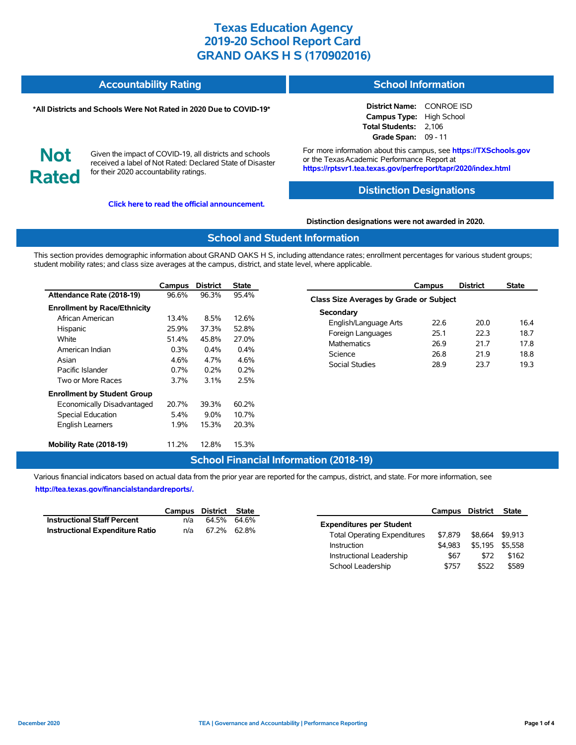# Texas Education Agency
# 2019-20 School Report Card
# GRAND OAKS H S (170902016)

## Accountability Rating

**\*All Districts and Schools Were Not Rated in 2020 Due to COVID-19\***

**Not Rated**

Given the impact of COVID-19, all districts and schools received a label of Not Rated: Declared State of Disaster for their 2020 accountability ratings.

**Click here to read the official announcement.**

## School Information

**District Name:** CONROE ISD
**Campus Type:** High School
**Total Students:** 2,106
**Grade Span:** 09 - 11

For more information about this campus, see **https://TXSchools.gov** or the Texas Academic Performance Report at **https://rptsvr1.tea.texas.gov/perfreport/tapr/2020/index.html**

## Distinction Designations

**Distinction designations were not awarded in 2020.**

## School and Student Information

This section provides demographic information about GRAND OAKS H S, including attendance rates; enrollment percentages for various student groups; student mobility rates; and class size averages at the campus, district, and state level, where applicable.

| | Campus | District | State |
|---|---|---|---|
| **Attendance Rate (2018-19)** | 96.6% | 96.3% | 95.4% |
| **Enrollment by Race/Ethnicity** | | | |
| African American | 13.4% | 8.5% | 12.6% |
| Hispanic | 25.9% | 37.3% | 52.8% |
| White | 51.4% | 45.8% | 27.0% |
| American Indian | 0.3% | 0.4% | 0.4% |
| Asian | 4.6% | 4.7% | 4.6% |
| Pacific Islander | 0.7% | 0.2% | 0.2% |
| Two or More Races | 3.7% | 3.1% | 2.5% |
| **Enrollment by Student Group** | | | |
| Economically Disadvantaged | 20.7% | 39.3% | 60.2% |
| Special Education | 5.4% | 9.0% | 10.7% |
| English Learners | 1.9% | 15.3% | 20.3% |
| **Mobility Rate (2018-19)** | 11.2% | 12.8% | 15.3% |

| | Campus | District | State |
|---|---|---|---|
| **Class Size Averages by Grade or Subject** | | | |
| **Secondary** | | | |
| English/Language Arts | 22.6 | 20.0 | 16.4 |
| Foreign Languages | 25.1 | 22.3 | 18.7 |
| Mathematics | 26.9 | 21.7 | 17.8 |
| Science | 26.8 | 21.9 | 18.8 |
| Social Studies | 28.9 | 23.7 | 19.3 |

## School Financial Information (2018-19)

Various financial indicators based on actual data from the prior year are reported for the campus, district, and state. For more information, see **http://tea.texas.gov/financialstandardreports/.**

| | Campus | District | State |
|---|---|---|---|
| **Instructional Staff Percent** | n/a | 64.5% | 64.6% |
| **Instructional Expenditure Ratio** | n/a | 67.2% | 62.8% |

| | Campus | District | State |
|---|---|---|---|
| **Expenditures per Student** | | | |
| Total Operating Expenditures | $7,879 | $8,664 | $9,913 |
| Instruction | $4,983 | $5,195 | $5,558 |
| Instructional Leadership | $67 | $72 | $162 |
| School Leadership | $757 | $522 | $589 |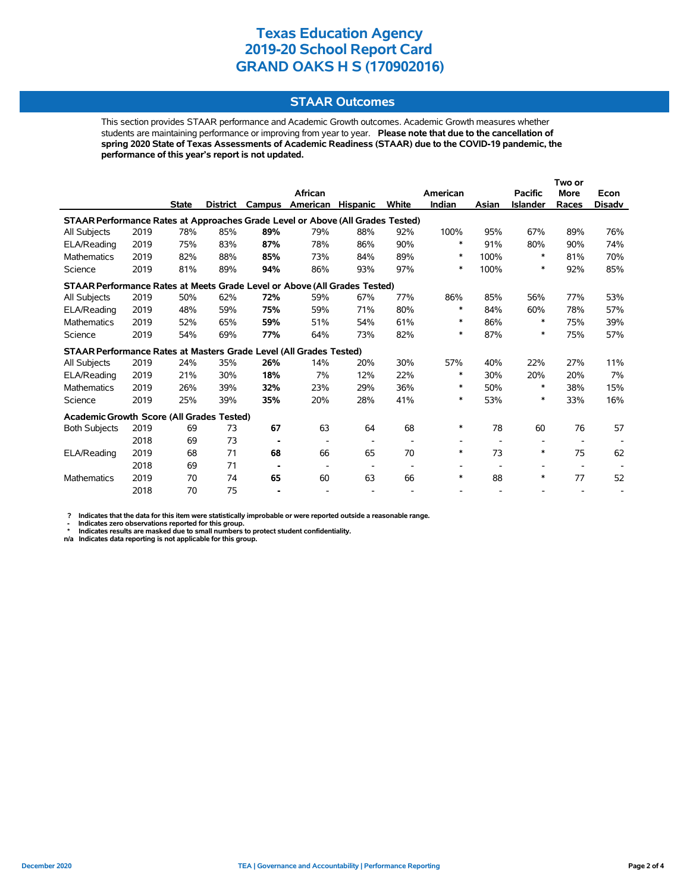# Texas Education Agency
# 2019-20 School Report Card
# GRAND OAKS H S (170902016)

## STAAR Outcomes

This section provides STAAR performance and Academic Growth outcomes. Academic Growth measures whether students are maintaining performance or improving from year to year. **Please note that due to the cancellation of spring 2020 State of Texas Assessments of Academic Readiness (STAAR) due to the COVID-19 pandemic, the performance of this year's report is not updated.**

| | | State | District | Campus | African American | Hispanic | White | American Indian | Asian | Pacific Islander | Two or More Races | Econ Disadv |
|---|---|---|---|---|---|---|---|---|---|---|---|---|
| **STAAR Performance Rates at Approaches Grade Level or Above (All Grades Tested)** | | | | | | | | | | | | |
| All Subjects | 2019 | 78% | 85% | **89%** | 79% | 88% | 92% | 100% | 95% | 67% | 89% | 76% |
| ELA/Reading | 2019 | 75% | 83% | **87%** | 78% | 86% | 90% | * | 91% | 80% | 90% | 74% |
| Mathematics | 2019 | 82% | 88% | **85%** | 73% | 84% | 89% | * | 100% | * | 81% | 70% |
| Science | 2019 | 81% | 89% | **94%** | 86% | 93% | 97% | * | 100% | * | 92% | 85% |
| **STAAR Performance Rates at Meets Grade Level or Above (All Grades Tested)** | | | | | | | | | | | | |
| All Subjects | 2019 | 50% | 62% | **72%** | 59% | 67% | 77% | 86% | 85% | 56% | 77% | 53% |
| ELA/Reading | 2019 | 48% | 59% | **75%** | 59% | 71% | 80% | * | 84% | 60% | 78% | 57% |
| Mathematics | 2019 | 52% | 65% | **59%** | 51% | 54% | 61% | * | 86% | * | 75% | 39% |
| Science | 2019 | 54% | 69% | **77%** | 64% | 73% | 82% | * | 87% | * | 75% | 57% |
| **STAAR Performance Rates at Masters Grade Level (All Grades Tested)** | | | | | | | | | | | | |
| All Subjects | 2019 | 24% | 35% | **26%** | 14% | 20% | 30% | 57% | 40% | 22% | 27% | 11% |
| ELA/Reading | 2019 | 21% | 30% | **18%** | 7% | 12% | 22% | * | 30% | 20% | 20% | 7% |
| Mathematics | 2019 | 26% | 39% | **32%** | 23% | 29% | 36% | * | 50% | * | 38% | 15% |
| Science | 2019 | 25% | 39% | **35%** | 20% | 28% | 41% | * | 53% | * | 33% | 16% |
| **Academic Growth Score (All Grades Tested)** | | | | | | | | | | | | |
| Both Subjects | 2019 | 69 | 73 | **67** | 63 | 64 | 68 | * | 78 | 60 | 76 | 57 |
| | 2018 | 69 | 73 | **-** | - | - | - | - | - | - | - | - |
| ELA/Reading | 2019 | 68 | 71 | **68** | 66 | 65 | 70 | * | 73 | * | 75 | 62 |
| | 2018 | 69 | 71 | **-** | - | - | - | - | - | - | - | - |
| Mathematics | 2019 | 70 | 74 | **65** | 60 | 63 | 66 | * | 88 | * | 77 | 52 |
| | 2018 | 70 | 75 | **-** | - | - | - | - | - | - | - | - |

**?** Indicates that the data for this item were statistically improbable or were reported outside a reasonable range.
**-** Indicates zero observations reported for this group.
**\*** Indicates results are masked due to small numbers to protect student confidentiality.
**n/a** Indicates data reporting is not applicable for this group.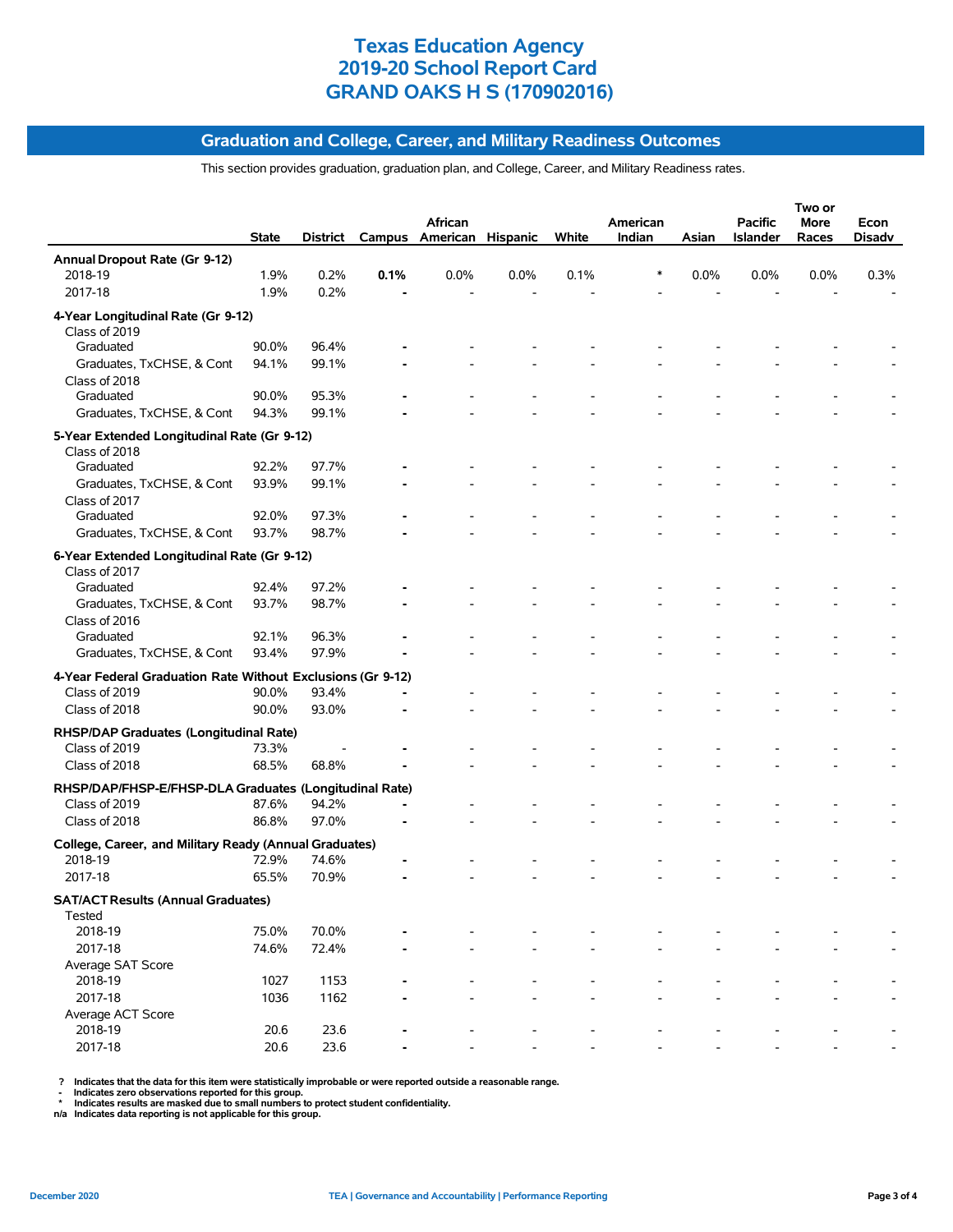# Texas Education Agency
# 2019-20 School Report Card
# GRAND OAKS H S (170902016)

## Graduation and College, Career, and Military Readiness Outcomes

This section provides graduation, graduation plan, and College, Career, and Military Readiness rates.

| | State | District | Campus | African American | Hispanic | White | American Indian | Asian | Pacific Islander | Two or More Races | Econ Disadv |
|---|---|---|---|---|---|---|---|---|---|---|---|
| **Annual Dropout Rate (Gr 9-12)** | | | | | | | | | | | |
| 2018-19 | 1.9% | 0.2% | **0.1%** | 0.0% | 0.0% | 0.1% | * | 0.0% | 0.0% | 0.0% | 0.3% |
| 2017-18 | 1.9% | 0.2% | **-** | - | - | - | - | - | - | - | - |
| **4-Year Longitudinal Rate (Gr 9-12)** | | | | | | | | | | | |
| Class of 2019 | | | | | | | | | | | |
| Graduated | 90.0% | 96.4% | **-** | - | - | - | - | - | - | - | - |
| Graduates, TxCHSE, & Cont | 94.1% | 99.1% | **-** | - | - | - | - | - | - | - | - |
| Class of 2018 | | | | | | | | | | | |
| Graduated | 90.0% | 95.3% | **-** | - | - | - | - | - | - | - | - |
| Graduates, TxCHSE, & Cont | 94.3% | 99.1% | **-** | - | - | - | - | - | - | - | - |
| **5-Year Extended Longitudinal Rate (Gr 9-12)** | | | | | | | | | | | |
| Class of 2018 | | | | | | | | | | | |
| Graduated | 92.2% | 97.7% | **-** | - | - | - | - | - | - | - | - |
| Graduates, TxCHSE, & Cont | 93.9% | 99.1% | **-** | - | - | - | - | - | - | - | - |
| Class of 2017 | | | | | | | | | | | |
| Graduated | 92.0% | 97.3% | **-** | - | - | - | - | - | - | - | - |
| Graduates, TxCHSE, & Cont | 93.7% | 98.7% | **-** | - | - | - | - | - | - | - | - |
| **6-Year Extended Longitudinal Rate (Gr 9-12)** | | | | | | | | | | | |
| Class of 2017 | | | | | | | | | | | |
| Graduated | 92.4% | 97.2% | **-** | - | - | - | - | - | - | - | - |
| Graduates, TxCHSE, & Cont | 93.7% | 98.7% | **-** | - | - | - | - | - | - | - | - |
| Class of 2016 | | | | | | | | | | | |
| Graduated | 92.1% | 96.3% | **-** | - | - | - | - | - | - | - | - |
| Graduates, TxCHSE, & Cont | 93.4% | 97.9% | **-** | - | - | - | - | - | - | - | - |
| **4-Year Federal Graduation Rate Without Exclusions (Gr 9-12)** | | | | | | | | | | | |
| Class of 2019 | 90.0% | 93.4% | **-** | - | - | - | - | - | - | - | - |
| Class of 2018 | 90.0% | 93.0% | **-** | - | - | - | - | - | - | - | - |
| **RHSP/DAP Graduates (Longitudinal Rate)** | | | | | | | | | | | |
| Class of 2019 | 73.3% | - | **-** | - | - | - | - | - | - | - | - |
| Class of 2018 | 68.5% | 68.8% | **-** | - | - | - | - | - | - | - | - |
| **RHSP/DAP/FHSP-E/FHSP-DLA Graduates (Longitudinal Rate)** | | | | | | | | | | | |
| Class of 2019 | 87.6% | 94.2% | **-** | - | - | - | - | - | - | - | - |
| Class of 2018 | 86.8% | 97.0% | **-** | - | - | - | - | - | - | - | - |
| **College, Career, and Military Ready (Annual Graduates)** | | | | | | | | | | | |
| 2018-19 | 72.9% | 74.6% | **-** | - | - | - | - | - | - | - | - |
| 2017-18 | 65.5% | 70.9% | **-** | - | - | - | - | - | - | - | - |
| **SAT/ACT Results (Annual Graduates)** | | | | | | | | | | | |
| Tested | | | | | | | | | | | |
| 2018-19 | 75.0% | 70.0% | **-** | - | - | - | - | - | - | - | - |
| 2017-18 | 74.6% | 72.4% | **-** | - | - | - | - | - | - | - | - |
| Average SAT Score | | | | | | | | | | | |
| 2018-19 | 1027 | 1153 | **-** | - | - | - | - | - | - | - | - |
| 2017-18 | 1036 | 1162 | **-** | - | - | - | - | - | - | - | - |
| Average ACT Score | | | | | | | | | | | |
| 2018-19 | 20.6 | 23.6 | **-** | - | - | - | - | - | - | - | - |
| 2017-18 | 20.6 | 23.6 | **-** | - | - | - | - | - | - | - | - |

**?** Indicates that the data for this item were statistically improbable or were reported outside a reasonable range.
**-** Indicates zero observations reported for this group.
**\*** Indicates results are masked due to small numbers to protect student confidentiality.
**n/a** Indicates data reporting is not applicable for this group.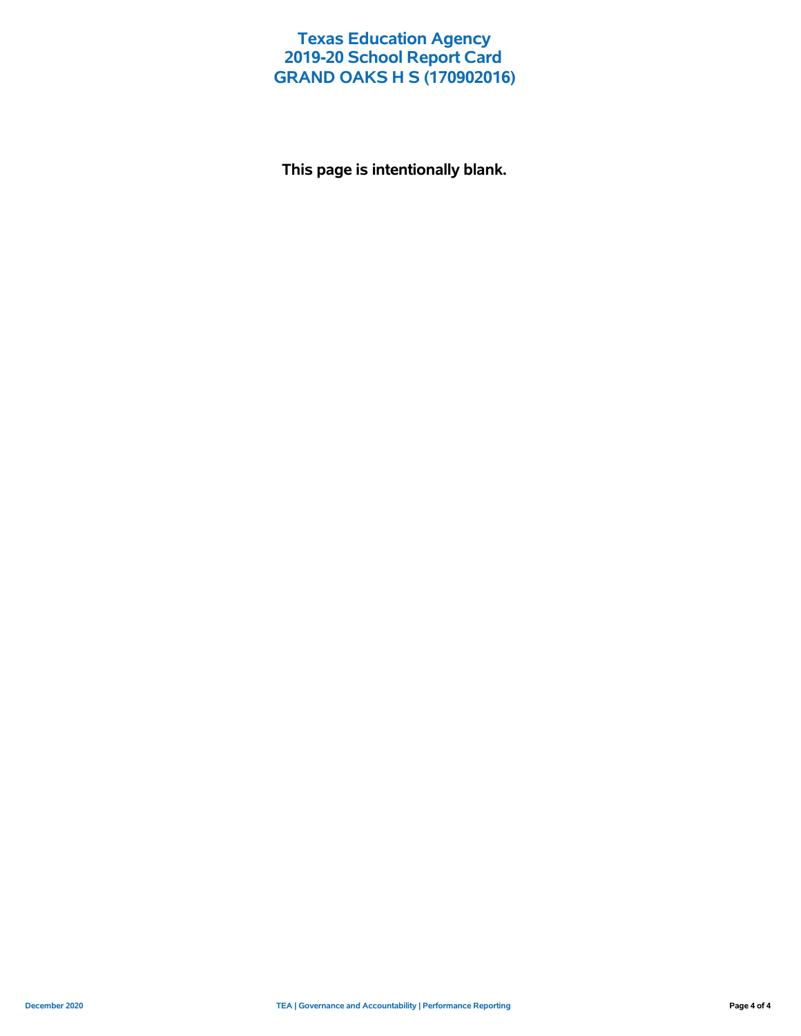# Texas Education Agency
# 2019-20 School Report Card
# GRAND OAKS H S (170902016)

**This page is intentionally blank.**